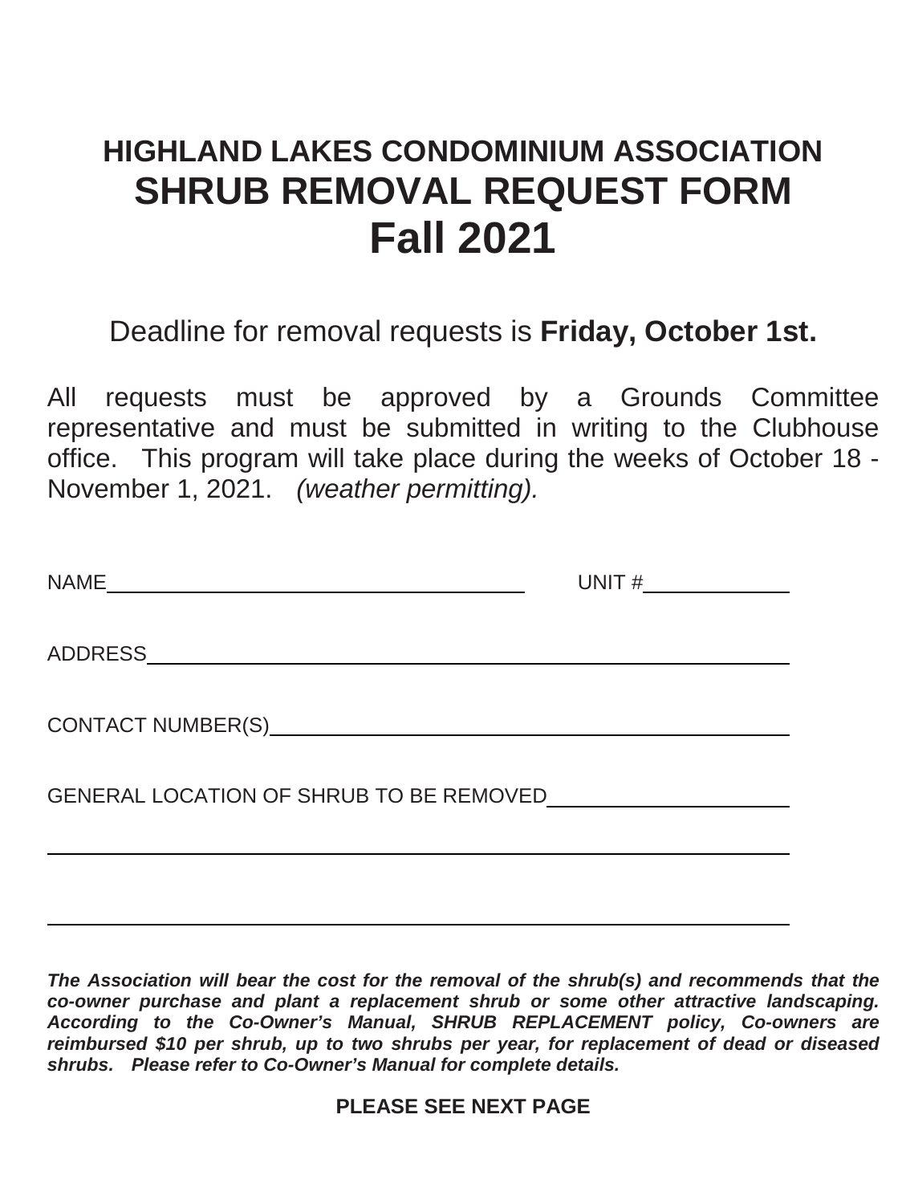# HIGHLAND LAKES CONDOMINIUM ASSOCIATION
# SHRUB REMOVAL REQUEST FORM
# Fall 2021

Deadline for removal requests is **Friday, October 1st.**

All requests must be approved by a Grounds Committee representative and must be submitted in writing to the Clubhouse office. This program will take place during the weeks of October 18 - November 1, 2021. *(weather permitting).*

NAME\_\_\_\_\_\_\_\_\_\_\_\_\_\_\_\_\_\_\_\_\_\_\_\_\_\_\_\_\_\_\_\_\_\_\_\_\_\_\_ UNIT #\_\_\_\_\_\_\_\_\_\_\_\_\_

ADDRESS\_\_\_\_\_\_\_\_\_\_\_\_\_\_\_\_\_\_\_\_\_\_\_\_\_\_\_\_\_\_\_\_\_\_\_\_\_\_\_\_\_\_\_\_\_\_\_\_\_\_\_\_\_\_\_\_\_\_\_\_

CONTACT NUMBER(S)\_\_\_\_\_\_\_\_\_\_\_\_\_\_\_\_\_\_\_\_\_\_\_\_\_\_\_\_\_\_\_\_\_\_\_\_\_\_\_\_\_\_\_\_\_\_

GENERAL LOCATION OF SHRUB TO BE REMOVED\_\_\_\_\_\_\_\_\_\_\_\_\_\_\_\_\_\_\_\_\_\_

\_\_\_\_\_\_\_\_\_\_\_\_\_\_\_\_\_\_\_\_\_\_\_\_\_\_\_\_\_\_\_\_\_\_\_\_\_\_\_\_\_\_\_\_\_\_\_\_\_\_\_\_\_\_\_\_\_\_\_\_\_\_\_\_\_\_\_\_

\_\_\_\_\_\_\_\_\_\_\_\_\_\_\_\_\_\_\_\_\_\_\_\_\_\_\_\_\_\_\_\_\_\_\_\_\_\_\_\_\_\_\_\_\_\_\_\_\_\_\_\_\_\_\_\_\_\_\_\_\_\_\_\_\_\_\_\_

***The Association will bear the cost for the removal of the shrub(s) and recommends that the co-owner purchase and plant a replacement shrub or some other attractive landscaping. According to the Co-Owner's Manual, SHRUB REPLACEMENT policy, Co-owners are reimbursed $10 per shrub, up to two shrubs per year, for replacement of dead or diseased shrubs. Please refer to Co-Owner's Manual for complete details.***

**PLEASE SEE NEXT PAGE**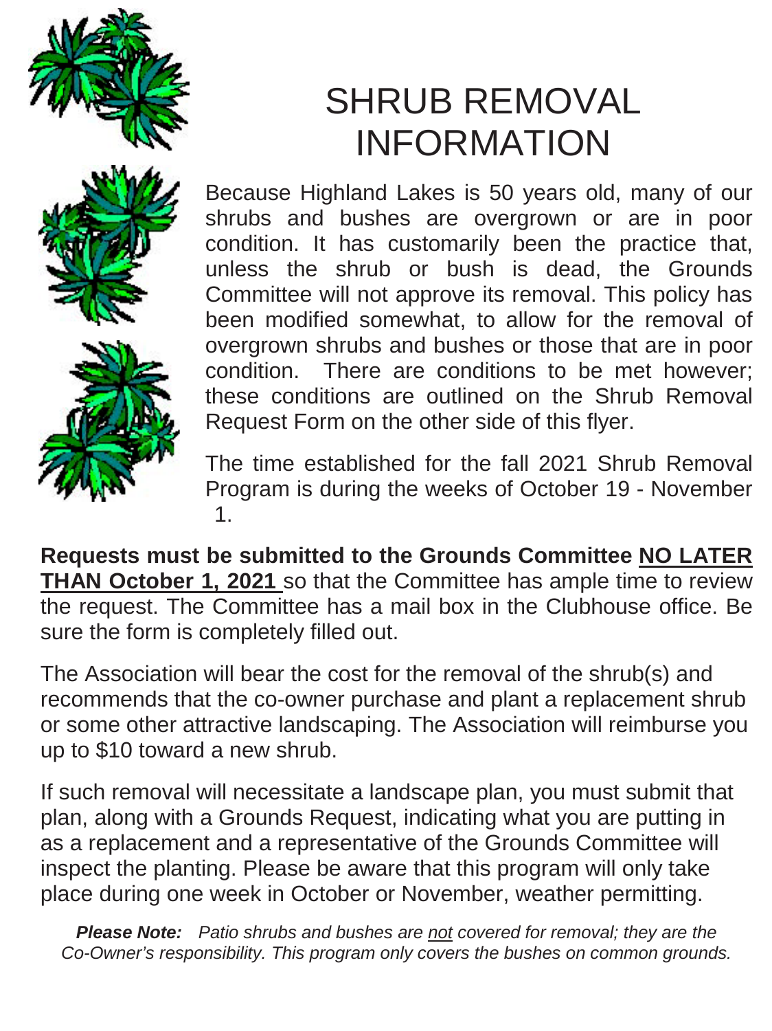# SHRUB REMOVAL INFORMATION

Because Highland Lakes is 50 years old, many of our shrubs and bushes are overgrown or are in poor condition. It has customarily been the practice that, unless the shrub or bush is dead, the Grounds Committee will not approve its removal. This policy has been modified somewhat, to allow for the removal of overgrown shrubs and bushes or those that are in poor condition. There are conditions to be met however; these conditions are outlined on the Shrub Removal Request Form on the other side of this flyer.

The time established for the fall 2021 Shrub Removal Program is during the weeks of October 19 - November 1.

**Requests must be submitted to the Grounds Committee <u>NO LATER THAN October 1, 2021</u>** so that the Committee has ample time to review the request. The Committee has a mail box in the Clubhouse office. Be sure the form is completely filled out.

The Association will bear the cost for the removal of the shrub(s) and recommends that the co-owner purchase and plant a replacement shrub or some other attractive landscaping. The Association will reimburse you up to $10 toward a new shrub.

If such removal will necessitate a landscape plan, you must submit that plan, along with a Grounds Request, indicating what you are putting in as a replacement and a representative of the Grounds Committee will inspect the planting. Please be aware that this program will only take place during one week in October or November, weather permitting.

***Please Note:*** *Patio shrubs and bushes are <u>not</u> covered for removal; they are the Co-Owner's responsibility. This program only covers the bushes on common grounds.*